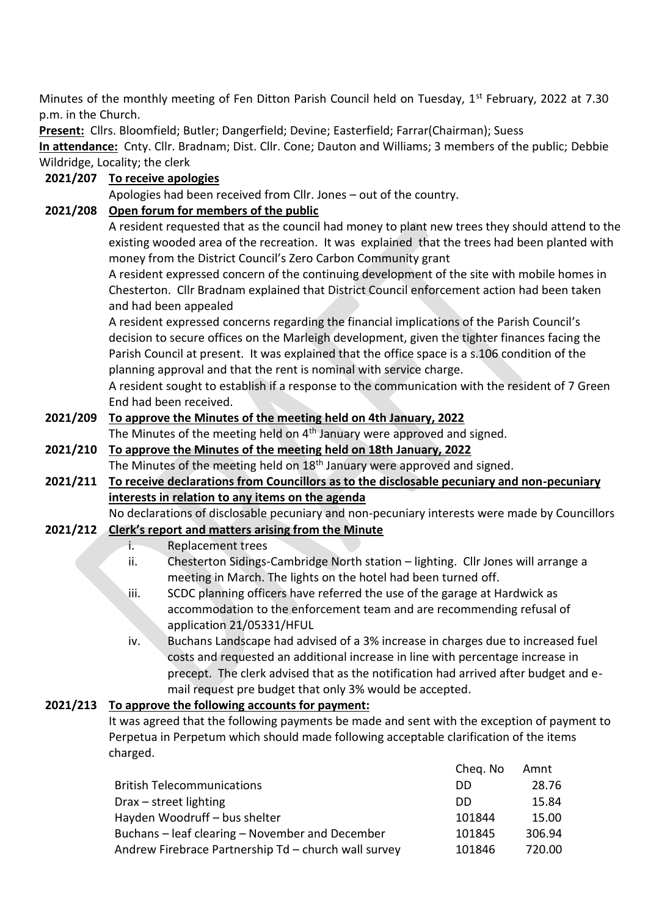Minutes of the monthly meeting of Fen Ditton Parish Council held on Tuesday, 1st February, 2022 at 7.30 p.m. in the Church.

**Present:** Cllrs. Bloomfield; Butler; Dangerfield; Devine; Easterfield; Farrar(Chairman); Suess

**In attendance:** Cnty. Cllr. Bradnam; Dist. Cllr. Cone; Dauton and Williams; 3 members of the public; Debbie Wildridge, Locality; the clerk

**2021/207 To receive apologies**

Apologies had been received from Cllr. Jones – out of the country.

**2021/208 Open forum for members of the public**

A resident requested that as the council had money to plant new trees they should attend to the existing wooded area of the recreation. It was explained that the trees had been planted with money from the District Council's Zero Carbon Community grant

A resident expressed concern of the continuing development of the site with mobile homes in Chesterton. Cllr Bradnam explained that District Council enforcement action had been taken and had been appealed

A resident expressed concerns regarding the financial implications of the Parish Council's decision to secure offices on the Marleigh development, given the tighter finances facing the Parish Council at present. It was explained that the office space is a s.106 condition of the planning approval and that the rent is nominal with service charge.

A resident sought to establish if a response to the communication with the resident of 7 Green End had been received.

**2021/209 To approve the Minutes of the meeting held on 4th January, 2022**

The Minutes of the meeting held on 4th January were approved and signed.

**2021/210 To approve the Minutes of the meeting held on 18th January, 2022**

The Minutes of the meeting held on 18th January were approved and signed.

**2021/211 To receive declarations from Councillors as to the disclosable pecuniary and non-pecuniary interests in relation to any items on the agenda**

No declarations of disclosable pecuniary and non-pecuniary interests were made by Councillors

**2021/212 Clerk's report and matters arising from the Minute**

i. Replacement trees

ii. Chesterton Sidings-Cambridge North station – lighting. Cllr Jones will arrange a meeting in March. The lights on the hotel had been turned off.

iii. SCDC planning officers have referred the use of the garage at Hardwick as accommodation to the enforcement team and are recommending refusal of application 21/05331/HFUL

iv. Buchans Landscape had advised of a 3% increase in charges due to increased fuel costs and requested an additional increase in line with percentage increase in precept. The clerk advised that as the notification had arrived after budget and e-mail request pre budget that only 3% would be accepted.

**2021/213 To approve the following accounts for payment:**

It was agreed that the following payments be made and sent with the exception of payment to Perpetua in Perpetum which should made following acceptable clarification of the items charged.

| | Cheq. No | Amnt |
|---|---|---|
| British Telecommunications | DD | 28.76 |
| Drax – street lighting | DD | 15.84 |
| Hayden Woodruff – bus shelter | 101844 | 15.00 |
| Buchans – leaf clearing – November and December | 101845 | 306.94 |
| Andrew Firebrace Partnership Td – church wall survey | 101846 | 720.00 |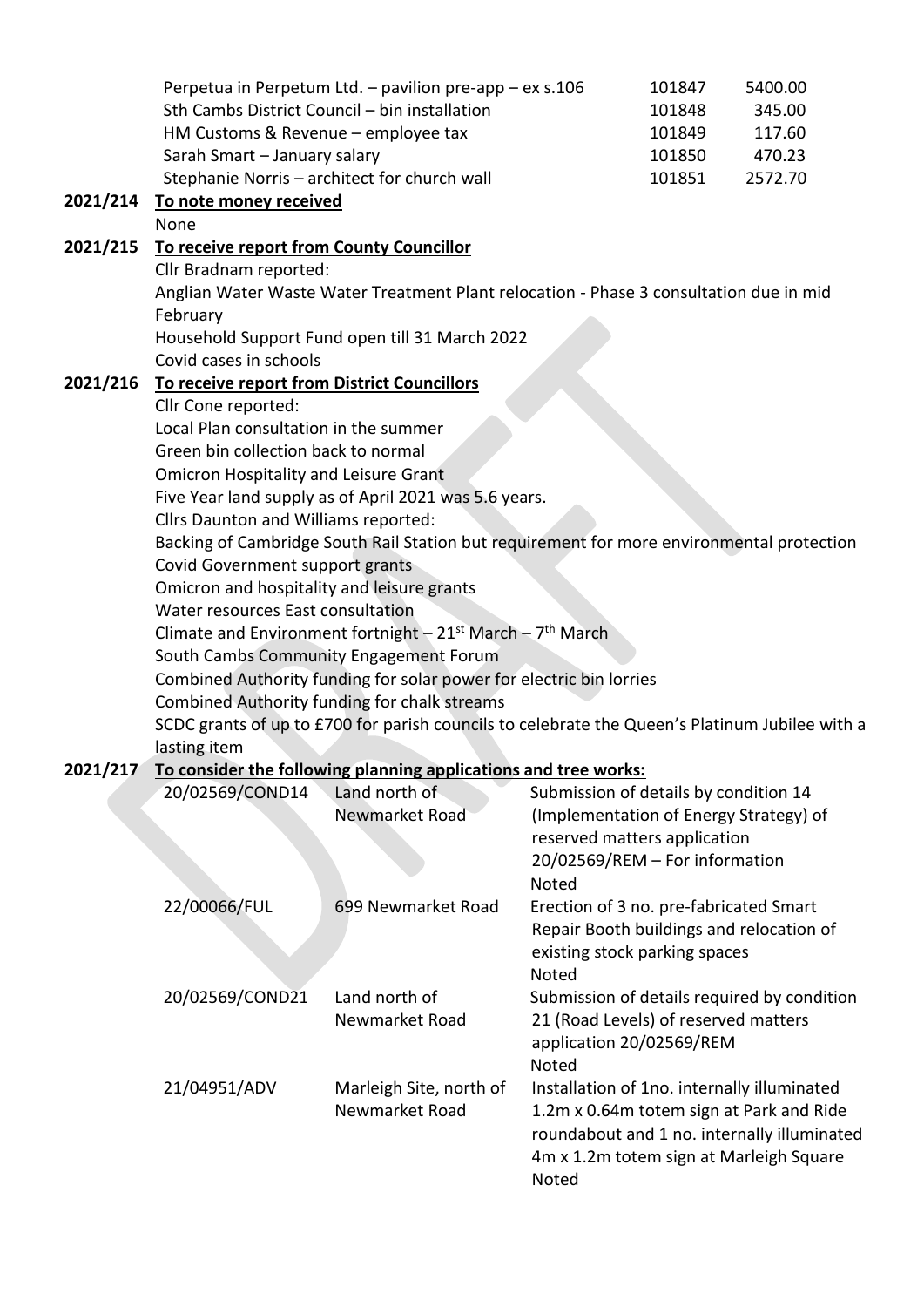| | | |
|---|---|---|
| Perpetua in Perpetum Ltd. – pavilion pre-app – ex s.106 | 101847 | 5400.00 |
| Sth Cambs District Council – bin installation | 101848 | 345.00 |
| HM Customs & Revenue – employee tax | 101849 | 117.60 |
| Sarah Smart – January salary | 101850 | 470.23 |
| Stephanie Norris – architect for church wall | 101851 | 2572.70 |

**2021/214 To note money received**

None

**2021/215 To receive report from County Councillor**

Cllr Bradnam reported:
Anglian Water Waste Water Treatment Plant relocation - Phase 3 consultation due in mid February
Household Support Fund open till 31 March 2022
Covid cases in schools

**2021/216 To receive report from District Councillors**

Cllr Cone reported:
Local Plan consultation in the summer
Green bin collection back to normal
Omicron Hospitality and Leisure Grant
Five Year land supply as of April 2021 was 5.6 years.
Cllrs Daunton and Williams reported:
Backing of Cambridge South Rail Station but requirement for more environmental protection
Covid Government support grants
Omicron and hospitality and leisure grants
Water resources East consultation
Climate and Environment fortnight – 21st March – 7th March
South Cambs Community Engagement Forum
Combined Authority funding for solar power for electric bin lorries
Combined Authority funding for chalk streams
SCDC grants of up to £700 for parish councils to celebrate the Queen's Platinum Jubilee with a lasting item

**2021/217 To consider the following planning applications and tree works:**

| | | |
|---|---|---|
| 20/02569/COND14 | Land north of Newmarket Road | Submission of details by condition 14 (Implementation of Energy Strategy) of reserved matters application 20/02569/REM – For information<br>Noted |
| 22/00066/FUL | 699 Newmarket Road | Erection of 3 no. pre-fabricated Smart Repair Booth buildings and relocation of existing stock parking spaces<br>Noted |
| 20/02569/COND21 | Land north of Newmarket Road | Submission of details required by condition 21 (Road Levels) of reserved matters application 20/02569/REM<br>Noted |
| 21/04951/ADV | Marleigh Site, north of Newmarket Road | Installation of 1no. internally illuminated 1.2m x 0.64m totem sign at Park and Ride roundabout and 1 no. internally illuminated 4m x 1.2m totem sign at Marleigh Square<br>Noted |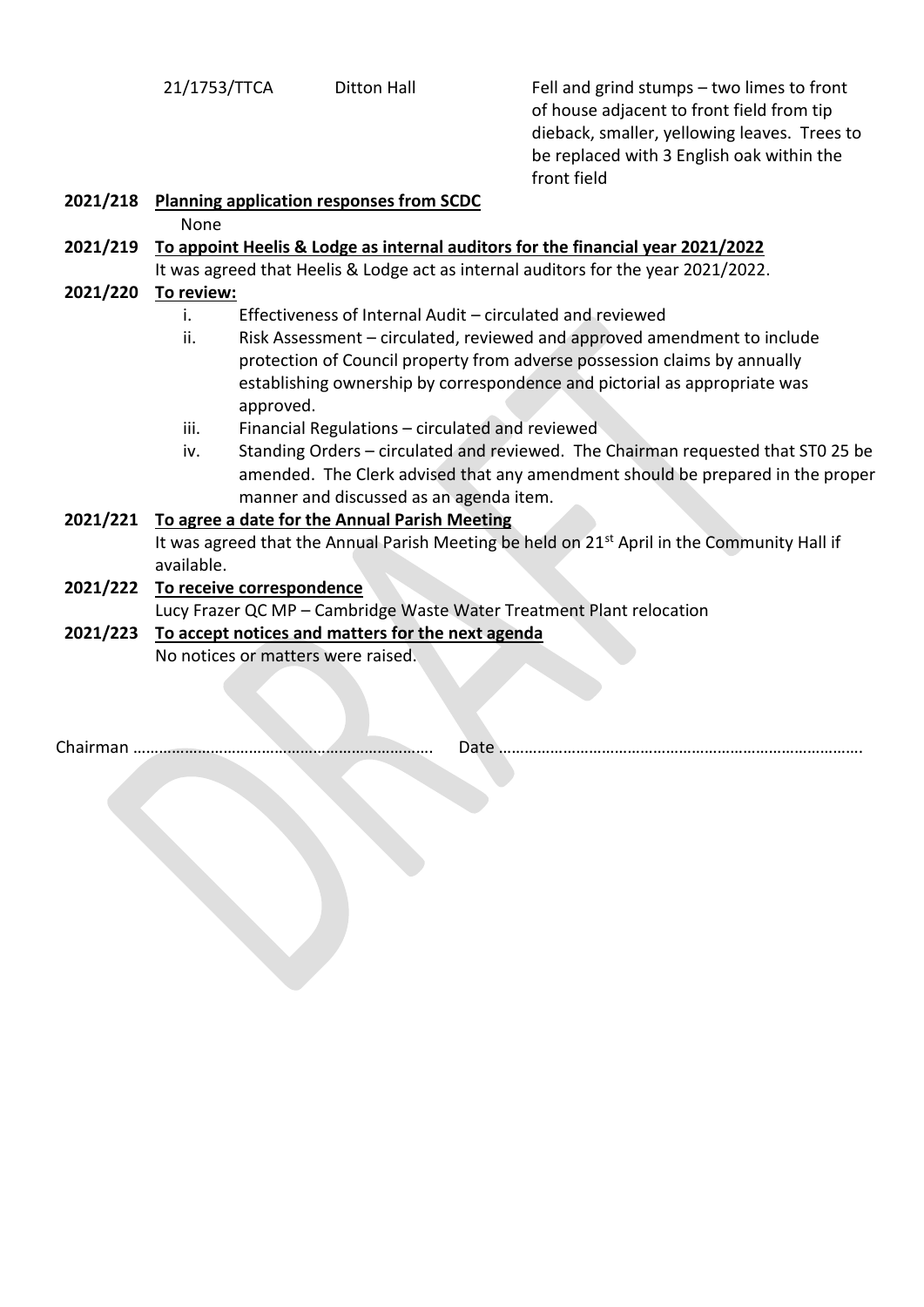| | | |
|---|---|---|
| 21/1753/TTCA | Ditton Hall | Fell and grind stumps – two limes to front of house adjacent to front field from tip dieback, smaller, yellowing leaves. Trees to be replaced with 3 English oak within the front field |

**2021/218 Planning application responses from SCDC**

None

**2021/219 To appoint Heelis & Lodge as internal auditors for the financial year 2021/2022**

It was agreed that Heelis & Lodge act as internal auditors for the year 2021/2022.

**2021/220 To review:**

i. Effectiveness of Internal Audit – circulated and reviewed

ii. Risk Assessment – circulated, reviewed and approved amendment to include protection of Council property from adverse possession claims by annually establishing ownership by correspondence and pictorial as appropriate was approved.

iii. Financial Regulations – circulated and reviewed

iv. Standing Orders – circulated and reviewed. The Chairman requested that ST0 25 be amended. The Clerk advised that any amendment should be prepared in the proper manner and discussed as an agenda item.

**2021/221 To agree a date for the Annual Parish Meeting**

It was agreed that the Annual Parish Meeting be held on 21st April in the Community Hall if available.

**2021/222 To receive correspondence**

Lucy Frazer QC MP – Cambridge Waste Water Treatment Plant relocation

**2021/223 To accept notices and matters for the next agenda**

No notices or matters were raised.

Chairman ……………………………………………………………. Date …………………………………………………………………………